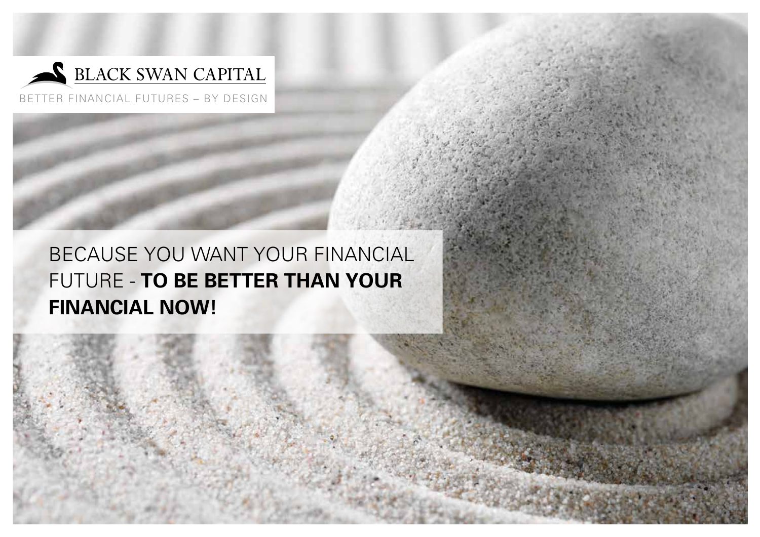BLACK SWAN CAPITAL

BETTER FINANCIAL FUTURES – BY DESIGN

# BECAUSE YOU WANT YOUR FINANCIAL FUTURE - **TO BE BETTER THAN YOUR FINANCIAL NOW!**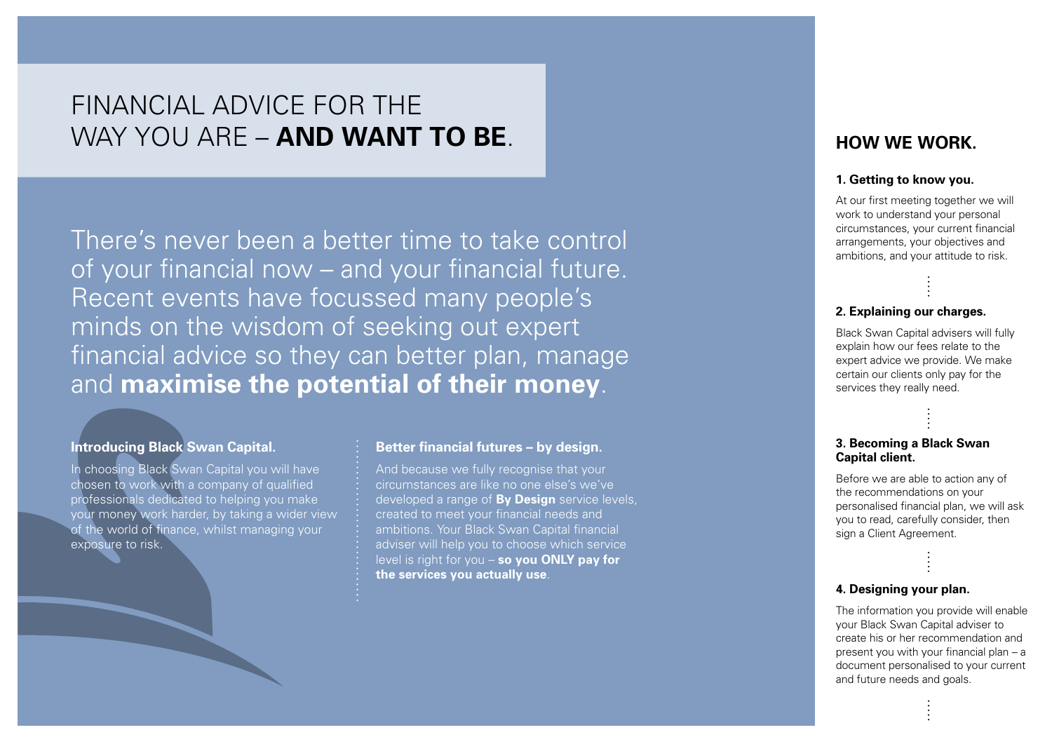# FINANCIAL ADVICE FOR THE WAY YOU ARE – **AND WANT TO BE**.

There's never been a better time to take control of your financial now – and your financial future. Recent events have focussed many people's minds on the wisdom of seeking out expert financial advice so they can better plan, manage and **maximise the potential of their money**.

### Introducing Black Swan Capital.

In choosing Black Swan Capital you will have chosen to work with a company of qualified professionals dedicated to helping you make your money work harder, by taking a wider view of the world of finance, whilst managing your exposure to risk.

### Better financial futures – by design.

And because we fully recognise that your circumstances are like no one else's we've developed a range of **By Design** service levels, created to meet your financial needs and ambitions. Your Black Swan Capital financial adviser will help you to choose which service level is right for you – **so you ONLY pay for the services you actually use**.

## HOW WE WORK.

### 1. Getting to know you.

At our first meeting together we will work to understand your personal circumstances, your current financial arrangements, your objectives and ambitions, and your attitude to risk.

### 2. Explaining our charges.

Black Swan Capital advisers will fully explain how our fees relate to the expert advice we provide. We make certain our clients only pay for the services they really need.

### 3. Becoming a Black Swan Capital client.

Before we are able to action any of the recommendations on your personalised financial plan, we will ask you to read, carefully consider, then sign a Client Agreement.

### 4. Designing your plan.

The information you provide will enable your Black Swan Capital adviser to create his or her recommendation and present you with your financial plan – a document personalised to your current and future needs and goals.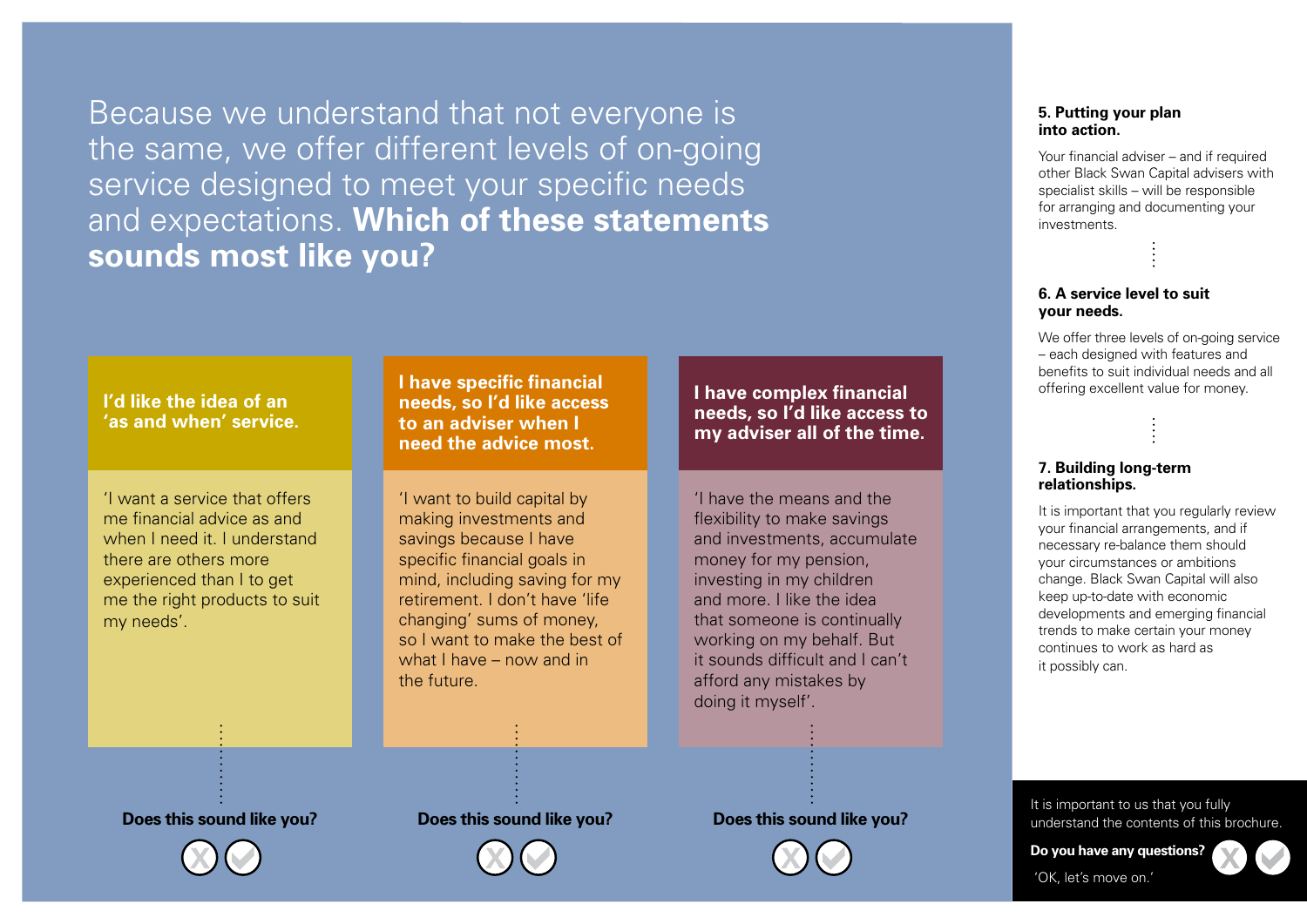Because we understand that not everyone is the same, we offer different levels of on-going service designed to meet your specific needs and expectations. **Which of these statements sounds most like you?**

### I'd like the idea of an 'as and when' service.

'I want a service that offers me financial advice as and when I need it. I understand there are others more experienced than I to get me the right products to suit my needs'.

**Does this sound like you?**

### I have specific financial needs, so I'd like access to an adviser when I need the advice most.

'I want to build capital by making investments and savings because I have specific financial goals in mind, including saving for my retirement. I don't have 'life changing' sums of money, so I want to make the best of what I have – now and in the future.

**Does this sound like you?**

### I have complex financial needs, so I'd like access to my adviser all of the time.

'I have the means and the flexibility to make savings and investments, accumulate money for my pension, investing in my children and more. I like the idea that someone is continually working on my behalf. But it sounds difficult and I can't afford any mistakes by doing it myself'.

**Does this sound like you?**

### 5. Putting your plan into action.

Your financial adviser – and if required other Black Swan Capital advisers with specialist skills – will be responsible for arranging and documenting your investments.

### 6. A service level to suit your needs.

We offer three levels of on-going service – each designed with features and benefits to suit individual needs and all offering excellent value for money.

### 7. Building long-term relationships.

It is important that you regularly review your financial arrangements, and if necessary re-balance them should your circumstances or ambitions change. Black Swan Capital will also keep up-to-date with economic developments and emerging financial trends to make certain your money continues to work as hard as it possibly can.

It is important to us that you fully understand the contents of this brochure.

**Do you have any questions?**

'OK, let's move on.'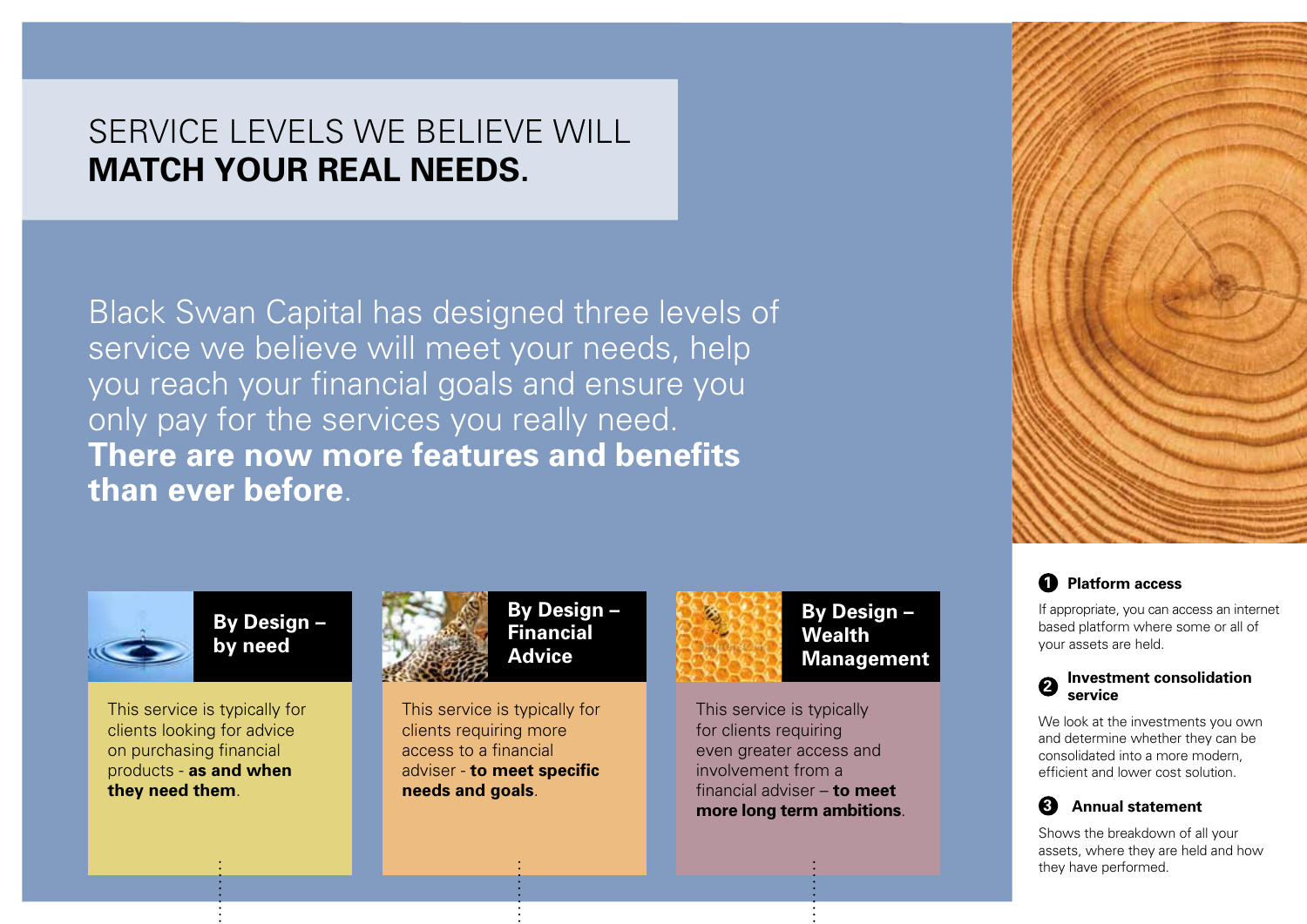# SERVICE LEVELS WE BELIEVE WILL **MATCH YOUR REAL NEEDS.**

Black Swan Capital has designed three levels of service we believe will meet your needs, help you reach your financial goals and ensure you only pay for the services you really need. **There are now more features and benefits than ever before**.

## By Design – by need

This service is typically for clients looking for advice on purchasing financial products - **as and when they need them**.

## By Design – Financial Advice

This service is typically for clients requiring more access to a financial adviser - **to meet specific needs and goals**.

## By Design – Wealth Management

This service is typically for clients requiring even greater access and involvement from a financial adviser – **to meet more long term ambitions**.

**1 Platform access**

If appropriate, you can access an internet based platform where some or all of your assets are held.

**2 Investment consolidation service**

We look at the investments you own and determine whether they can be consolidated into a more modern, efficient and lower cost solution.

**3 Annual statement**

Shows the breakdown of all your assets, where they are held and how they have performed.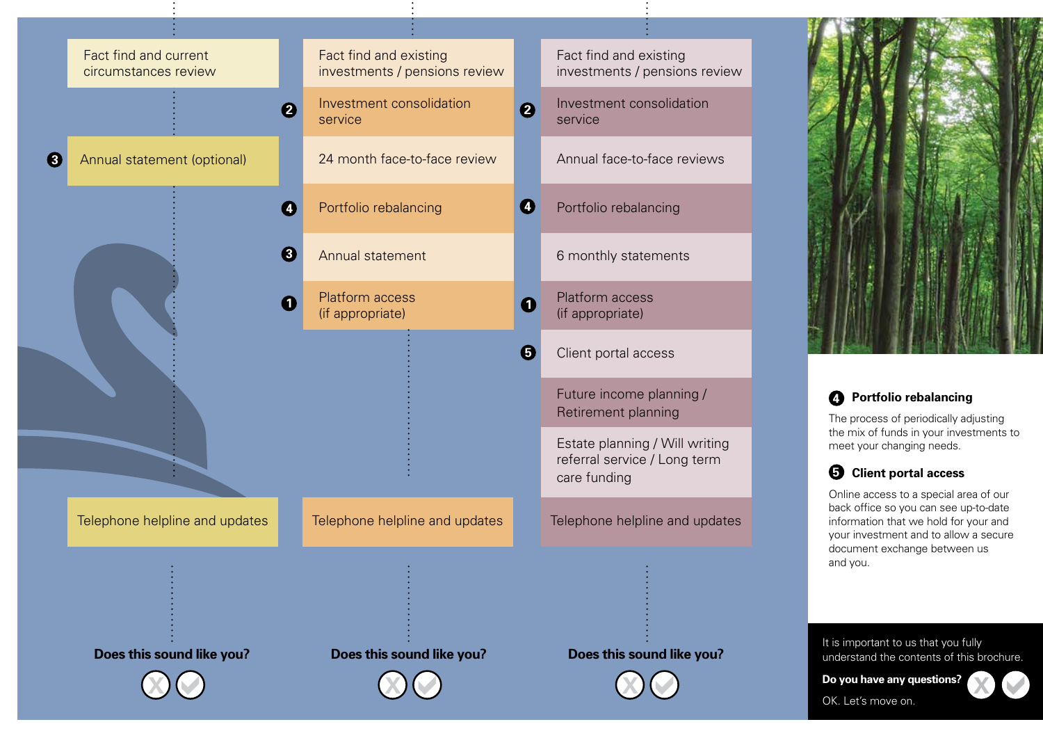| Service level 1 | Service level 2 | Service level 3 |
|---|---|---|
| Fact find and current circumstances review | Fact find and existing investments / pensions review | Fact find and existing investments / pensions review |
| | ❷ Investment consolidation service | ❷ Investment consolidation service |
| ❸ Annual statement (optional) | 24 month face-to-face review | Annual face-to-face reviews |
| | ❹ Portfolio rebalancing | ❹ Portfolio rebalancing |
| | ❸ Annual statement | 6 monthly statements |
| | ❶ Platform access (if appropriate) | ❶ Platform access (if appropriate) |
| | | ❺ Client portal access |
| | | Future income planning / Retirement planning |
| | | Estate planning / Will writing referral service / Long term care funding |
| Telephone helpline and updates | Telephone helpline and updates | Telephone helpline and updates |
| **Does this sound like you?** ☒ ☑ | **Does this sound like you?** ☒ ☑ | **Does this sound like you?** ☒ ☑ |

### ❹ Portfolio rebalancing

The process of periodically adjusting the mix of funds in your investments to meet your changing needs.

### ❺ Client portal access

Online access to a special area of our back office so you can see up-to-date information that we hold for your and your investment and to allow a secure document exchange between us and you.

It is important to us that you fully understand the contents of this brochure.

**Do you have any questions?** ☒ ☑

OK. Let's move on.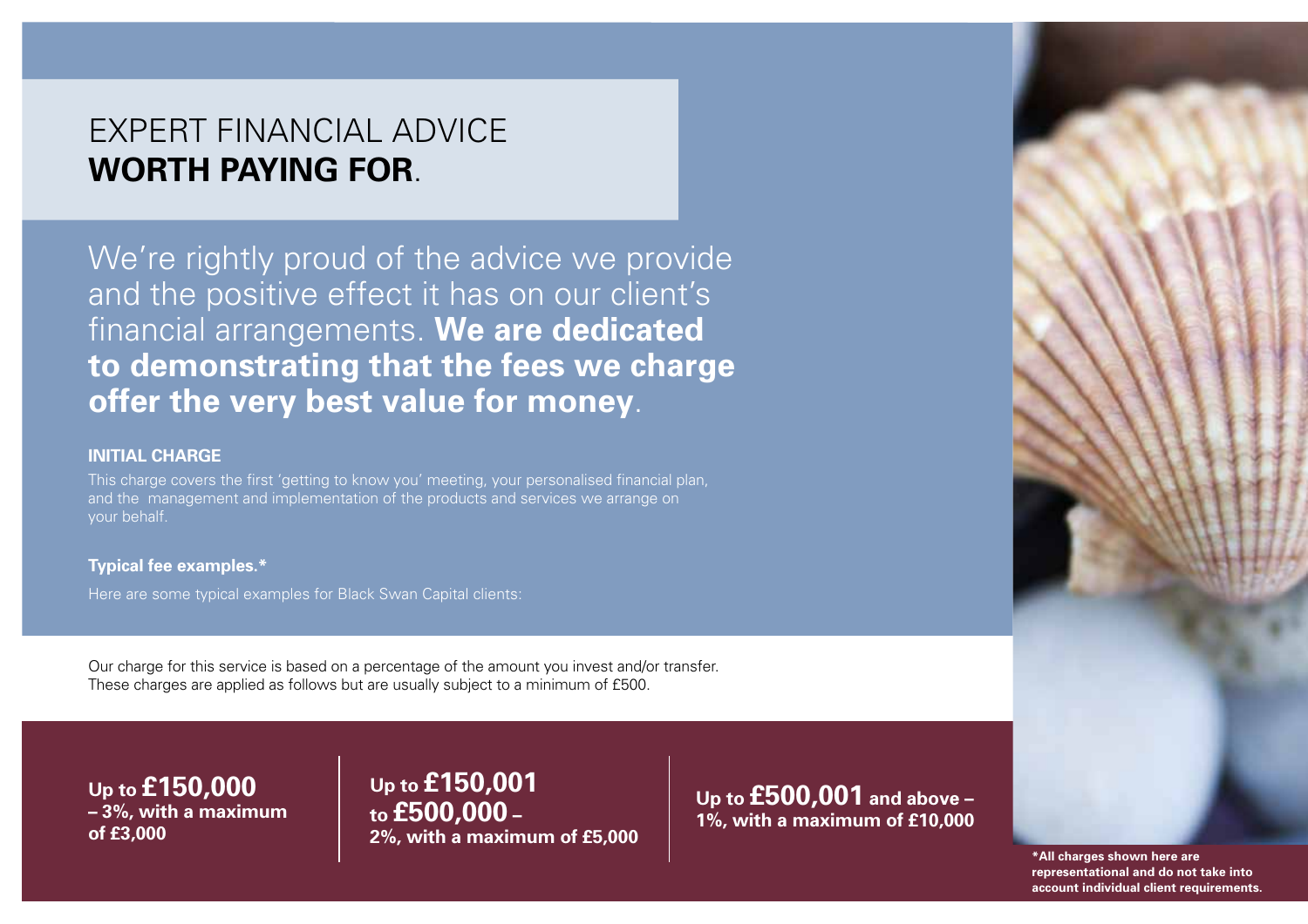# EXPERT FINANCIAL ADVICE **WORTH PAYING FOR**.

We're rightly proud of the advice we provide and the positive effect it has on our client's financial arrangements. **We are dedicated to demonstrating that the fees we charge offer the very best value for money**.

## INITIAL CHARGE

This charge covers the first 'getting to know you' meeting, your personalised financial plan, and the management and implementation of the products and services we arrange on your behalf.

**Typical fee examples.***

Here are some typical examples for Black Swan Capital clients:

Our charge for this service is based on a percentage of the amount you invest and/or transfer. These charges are applied as follows but are usually subject to a minimum of £500.

**Up to £150,000 – 3%, with a maximum of £3,000**

**Up to £150,001 to £500,000 – 2%, with a maximum of £5,000**

**Up to £500,001 and above – 1%, with a maximum of £10,000**

***All charges shown here are representational and do not take into account individual client requirements.**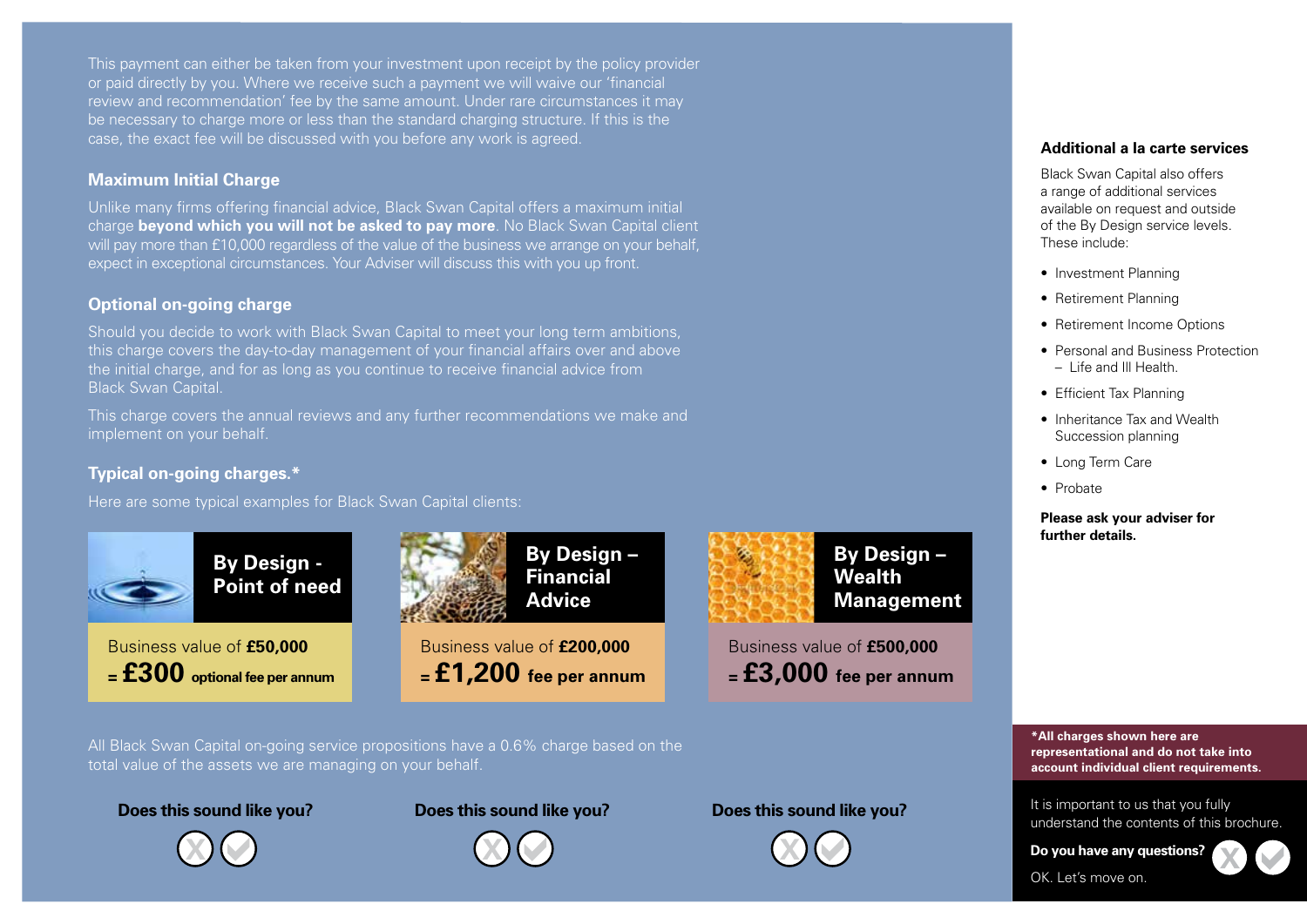This payment can either be taken from your investment upon receipt by the policy provider or paid directly by you. Where we receive such a payment we will waive our 'financial review and recommendation' fee by the same amount. Under rare circumstances it may be necessary to charge more or less than the standard charging structure. If this is the case, the exact fee will be discussed with you before any work is agreed.

### Maximum Initial Charge

Unlike many firms offering financial advice, Black Swan Capital offers a maximum initial charge **beyond which you will not be asked to pay more**. No Black Swan Capital client will pay more than £10,000 regardless of the value of the business we arrange on your behalf, expect in exceptional circumstances. Your Adviser will discuss this with you up front.

### Optional on-going charge

Should you decide to work with Black Swan Capital to meet your long term ambitions, this charge covers the day-to-day management of your financial affairs over and above the initial charge, and for as long as you continue to receive financial advice from Black Swan Capital.

This charge covers the annual reviews and any further recommendations we make and implement on your behalf.

### Typical on-going charges.*

Here are some typical examples for Black Swan Capital clients:

**By Design - Point of need**

Business value of **£50,000**
= **£300** **optional fee per annum**

Does this sound like you?

**By Design – Financial Advice**

Business value of **£200,000**
= **£1,200** **fee per annum**

Does this sound like you?

**By Design – Wealth Management**

Business value of **£500,000**
= **£3,000** **fee per annum**

Does this sound like you?

All Black Swan Capital on-going service propositions have a 0.6% charge based on the total value of the assets we are managing on your behalf.

### Additional a la carte services

Black Swan Capital also offers a range of additional services available on request and outside of the By Design service levels. These include:

- Investment Planning
- Retirement Planning
- Retirement Income Options
- Personal and Business Protection – Life and Ill Health.
- Efficient Tax Planning
- Inheritance Tax and Wealth Succession planning
- Long Term Care
- Probate

**Please ask your adviser for further details.**

**\*All charges shown here are representational and do not take into account individual client requirements.**

It is important to us that you fully understand the contents of this brochure.

**Do you have any questions?**

OK. Let's move on.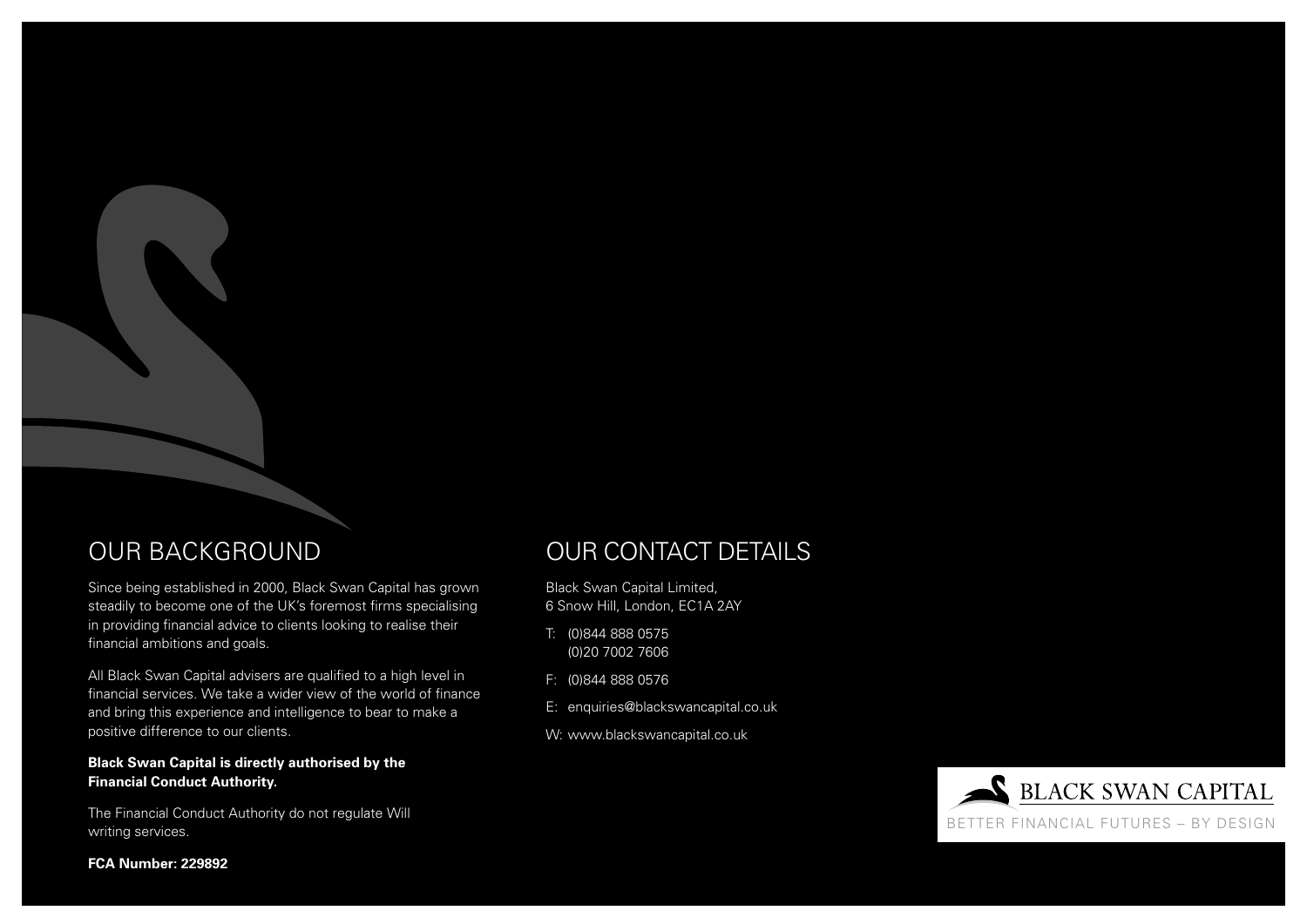## OUR BACKGROUND

Since being established in 2000, Black Swan Capital has grown steadily to become one of the UK's foremost firms specialising in providing financial advice to clients looking to realise their financial ambitions and goals.

All Black Swan Capital advisers are qualified to a high level in financial services. We take a wider view of the world of finance and bring this experience and intelligence to bear to make a positive difference to our clients.

**Black Swan Capital is directly authorised by the Financial Conduct Authority.**

The Financial Conduct Authority do not regulate Will writing services.

**FCA Number: 229892**

## OUR CONTACT DETAILS

Black Swan Capital Limited,
6 Snow Hill, London, EC1A 2AY

T: (0)844 888 0575
(0)20 7002 7606

F: (0)844 888 0576

E: enquiries@blackswancapital.co.uk

W: www.blackswancapital.co.uk

BLACK SWAN CAPITAL

BETTER FINANCIAL FUTURES – BY DESIGN